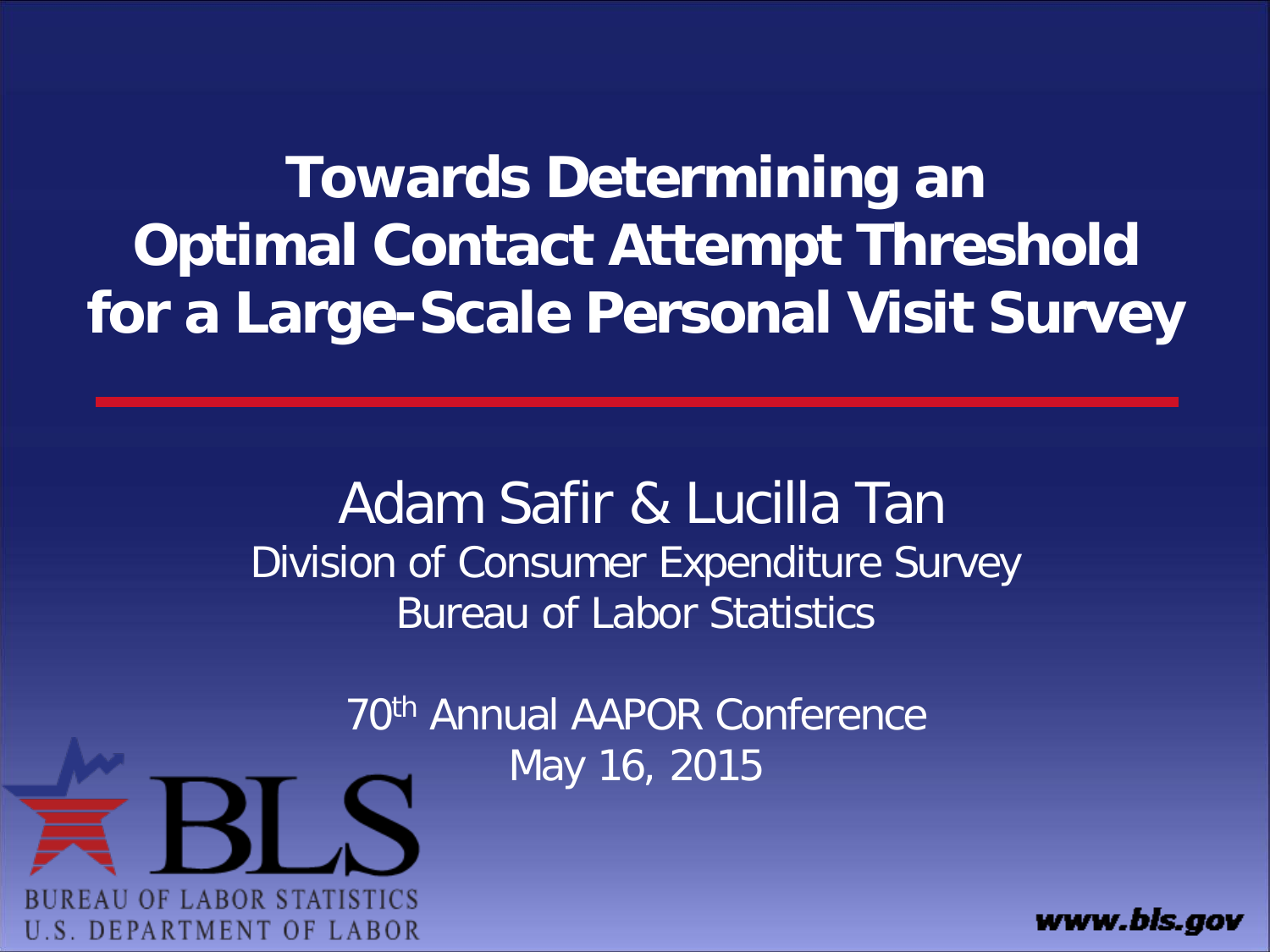# Towards Determining an Optimal Contact Attempt Threshold for a Large-Scale Personal Visit Survey

Adam Safir & Lucilla Tan

Division of Consumer Expenditure Survey

Bureau of Labor Statistics

70th Annual AAPOR Conference

May 16, 2015

BUREAU OF LABOR STATISTICS

U.S. DEPARTMENT OF LABOR

www.bls.gov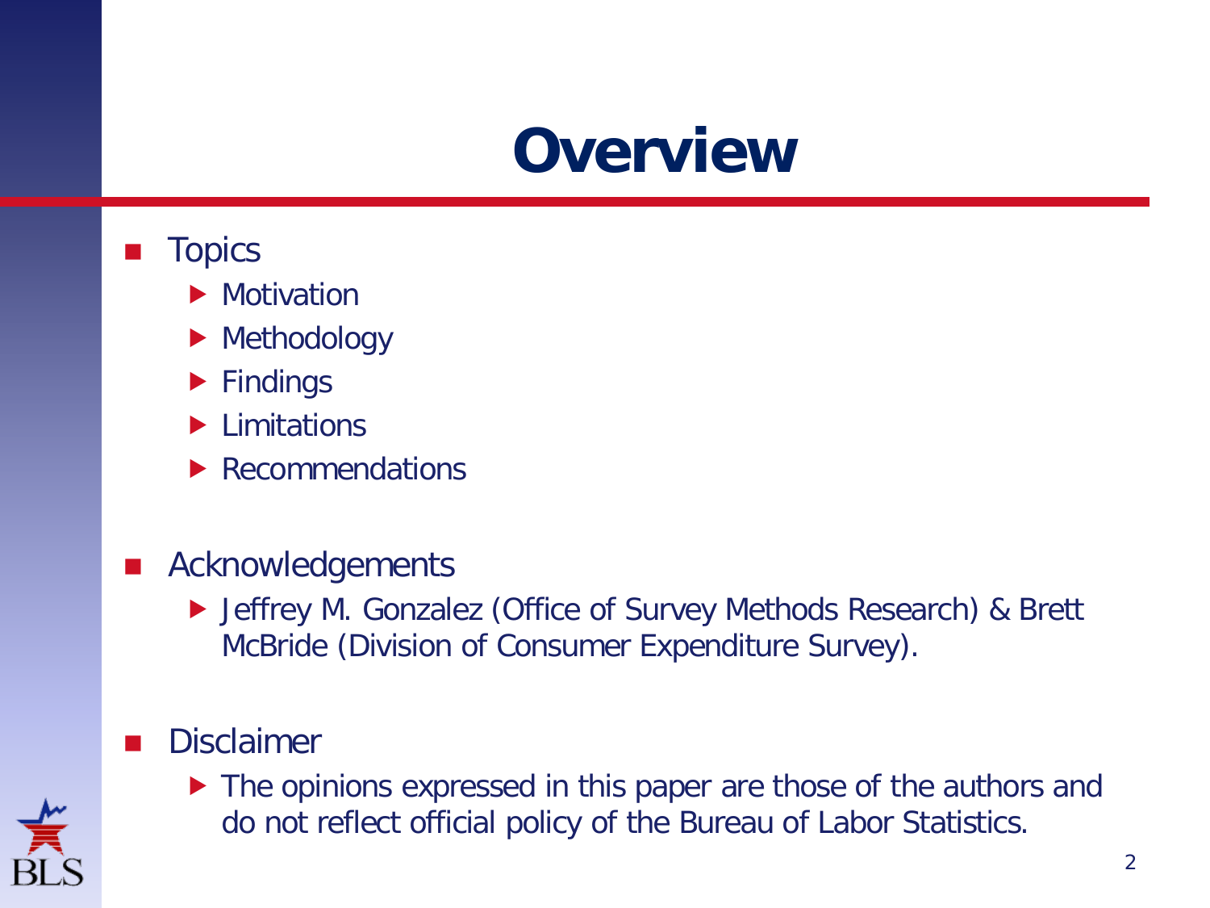# Overview

- Topics
  - Motivation
  - Methodology
  - Findings
  - Limitations
  - Recommendations

- Acknowledgements
  - Jeffrey M. Gonzalez (Office of Survey Methods Research) & Brett McBride (Division of Consumer Expenditure Survey).

- Disclaimer
  - The opinions expressed in this paper are those of the authors and do not reflect official policy of the Bureau of Labor Statistics.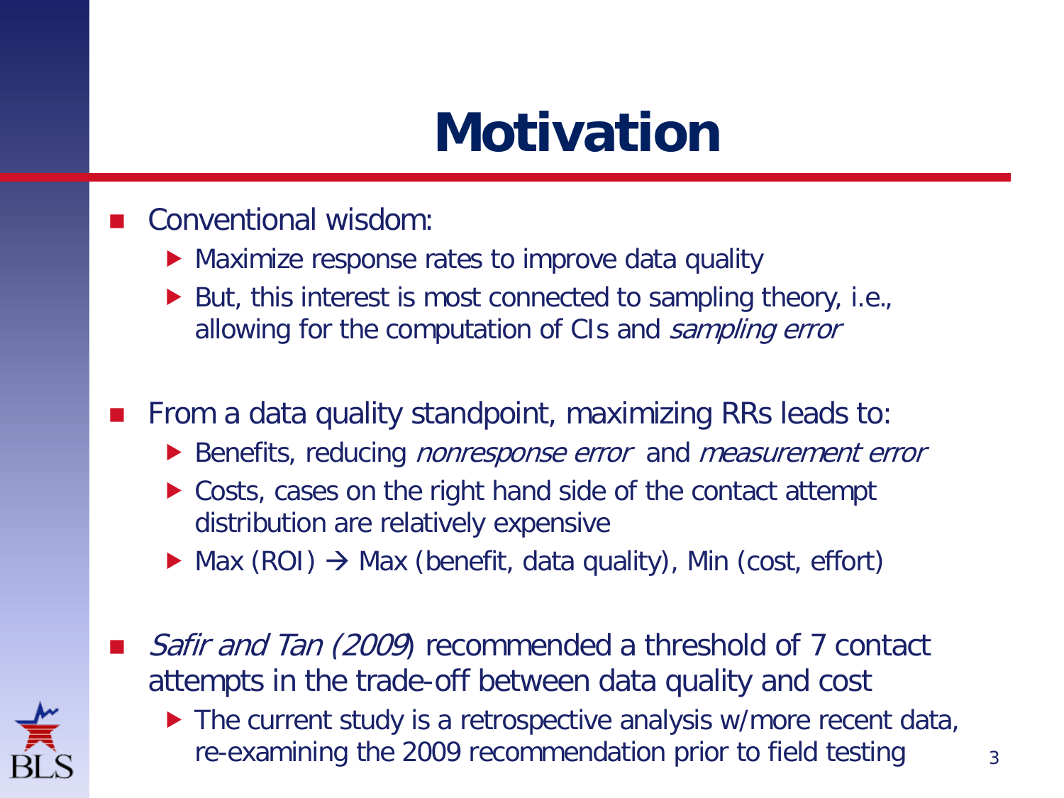# Motivation

- Conventional wisdom:
  - Maximize response rates to improve data quality
  - But, this interest is most connected to sampling theory, i.e., allowing for the computation of CIs and *sampling error*
- From a data quality standpoint, maximizing RRs leads to:
  - Benefits, reducing *nonresponse error* and *measurement error*
  - Costs, cases on the right hand side of the contact attempt distribution are relatively expensive
  - Max (ROI) → Max (benefit, data quality), Min (cost, effort)
- *Safir and Tan (2009*) recommended a threshold of 7 contact attempts in the trade-off between data quality and cost
  - The current study is a retrospective analysis w/more recent data, re-examining the 2009 recommendation prior to field testing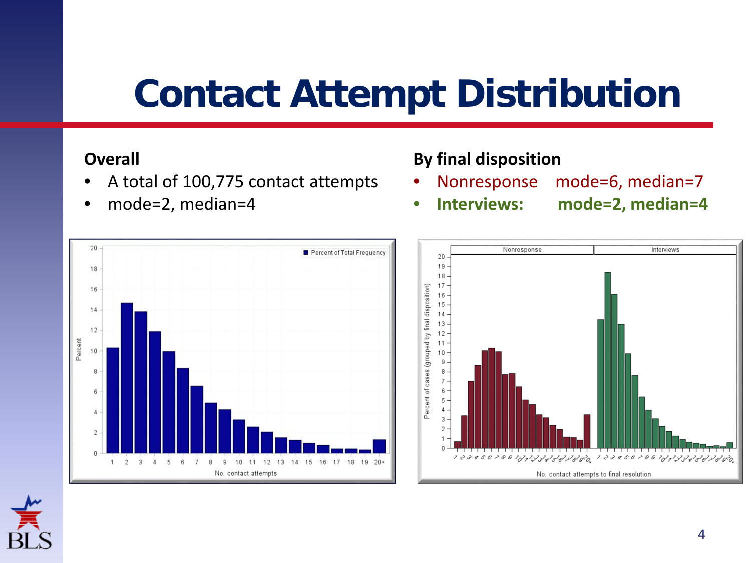# Contact Attempt Distribution

**Overall**

- A total of 100,775 contact attempts
- mode=2, median=4

**By final disposition**

- Nonresponse mode=6, median=7
- **Interviews: mode=2, median=4**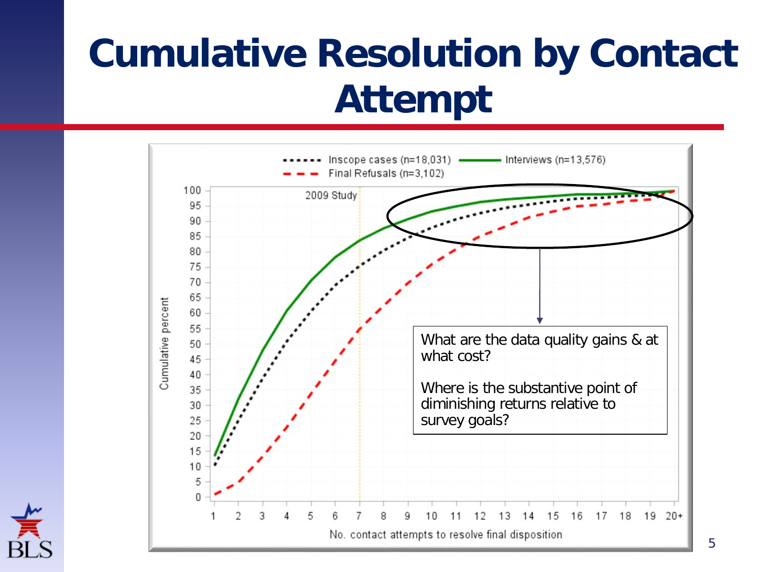# Cumulative Resolution by Contact Attempt

Inscope cases (n=18,031) | Interviews (n=13,576) | Final Refusals (n=3,102)

2009 Study

Cumulative percent

No. contact attempts to resolve final disposition

What are the data quality gains & at what cost?

Where is the substantive point of diminishing returns relative to survey goals?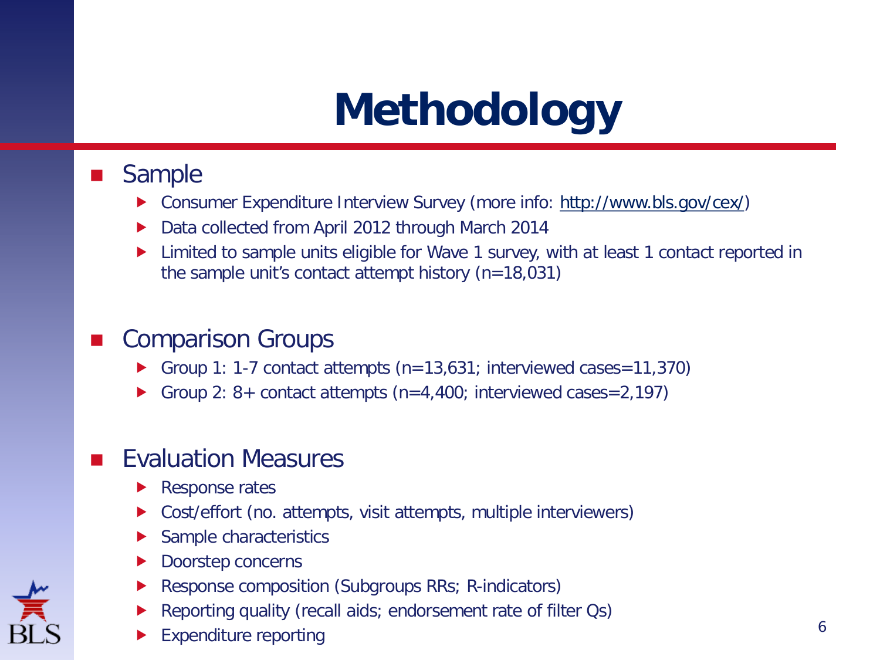# Methodology

- Sample
  - Consumer Expenditure Interview Survey (more info: http://www.bls.gov/cex/)
  - Data collected from April 2012 through March 2014
  - Limited to sample units eligible for Wave 1 survey, with at least 1 contact reported in the sample unit's contact attempt history (n=18,031)

- Comparison Groups
  - Group 1: 1-7 contact attempts (n=13,631; interviewed cases=11,370)
  - Group 2: 8+ contact attempts (n=4,400; interviewed cases=2,197)

- Evaluation Measures
  - Response rates
  - Cost/effort (no. attempts, visit attempts, multiple interviewers)
  - Sample characteristics
  - Doorstep concerns
  - Response composition (Subgroups RRs; R-indicators)
  - Reporting quality (recall aids; endorsement rate of filter Qs)
  - Expenditure reporting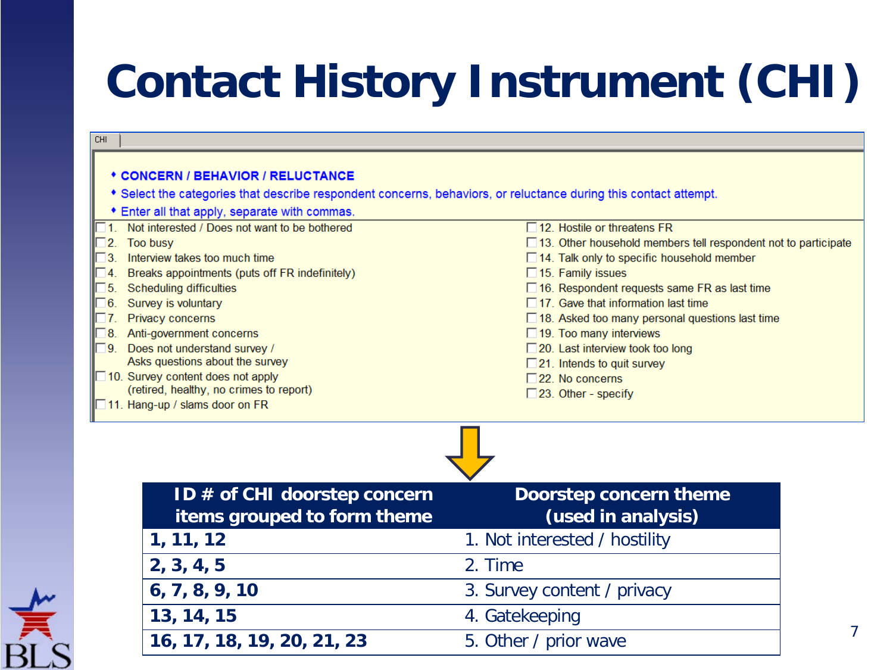# Contact History Instrument (CHI)

CHI

- **CONCERN / BEHAVIOR / RELUCTANCE**
- Select the categories that describe respondent concerns, behaviors, or reluctance during this contact attempt.
- Enter all that apply, separate with commas.

- ☐ 1. Not interested / Does not want to be bothered
- ☐ 2. Too busy
- ☐ 3. Interview takes too much time
- ☐ 4. Breaks appointments (puts off FR indefinitely)
- ☐ 5. Scheduling difficulties
- ☐ 6. Survey is voluntary
- ☐ 7. Privacy concerns
- ☐ 8. Anti-government concerns
- ☐ 9. Does not understand survey / Asks questions about the survey
- ☐ 10. Survey content does not apply (retired, healthy, no crimes to report)
- ☐ 11. Hang-up / slams door on FR
- ☐ 12. Hostile or threatens FR
- ☐ 13. Other household members tell respondent not to participate
- ☐ 14. Talk only to specific household member
- ☐ 15. Family issues
- ☐ 16. Respondent requests same FR as last time
- ☐ 17. Gave that information last time
- ☐ 18. Asked too many personal questions last time
- ☐ 19. Too many interviews
- ☐ 20. Last interview took too long
- ☐ 21. Intends to quit survey
- ☐ 22. No concerns
- ☐ 23. Other - specify

| ID # of CHI doorstep concern items grouped to form theme | Doorstep concern theme (used in analysis) |
|---|---|
| **1, 11, 12** | 1. Not interested / hostility |
| **2, 3, 4, 5** | 2. Time |
| **6, 7, 8, 9, 10** | 3. Survey content / privacy |
| **13, 14, 15** | 4. Gatekeeping |
| **16, 17, 18, 19, 20, 21, 23** | 5. Other / prior wave |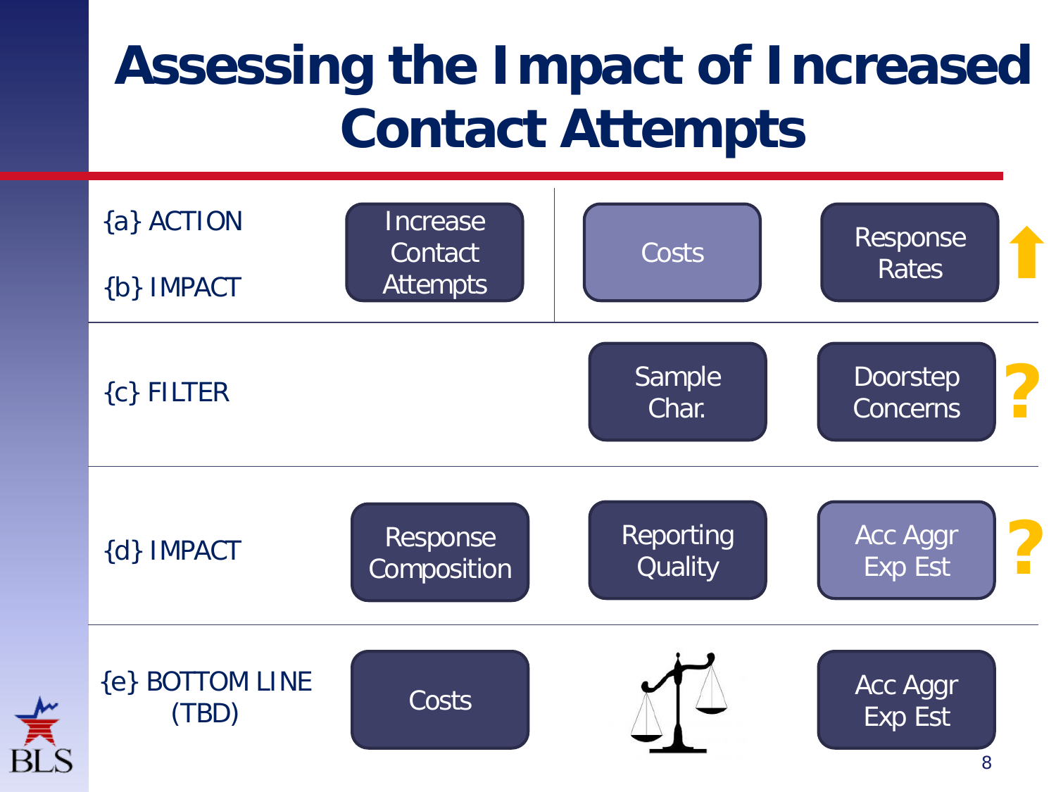# Assessing the Impact of Increased Contact Attempts

| | | | | |
|---|---|---|---|---|
| {a} ACTION<br>{b} IMPACT | Increase Contact Attempts | Costs | Response Rates | ⬆ |
| {c} FILTER | | Sample Char. | Doorstep Concerns | ? |
| {d} IMPACT | Response Composition | Reporting Quality | Acc Aggr Exp Est | ? |
| {e} BOTTOM LINE (TBD) | Costs | ⚖ | Acc Aggr Exp Est | |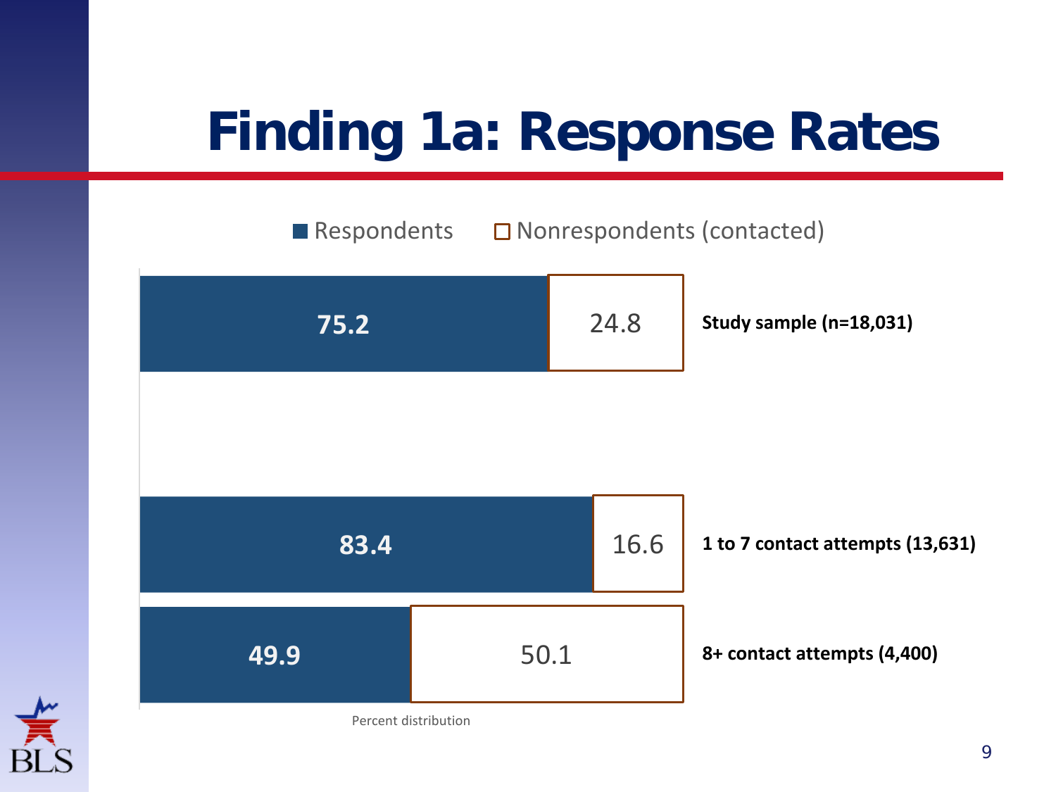# Finding 1a: Response Rates

| | Respondents | Nonrespondents (contacted) |
|---|---|---|
| Study sample (n=18,031) | 75.2 | 24.8 |
| 1 to 7 contact attempts (13,631) | 83.4 | 16.6 |
| 8+ contact attempts (4,400) | 49.9 | 50.1 |

Percent distribution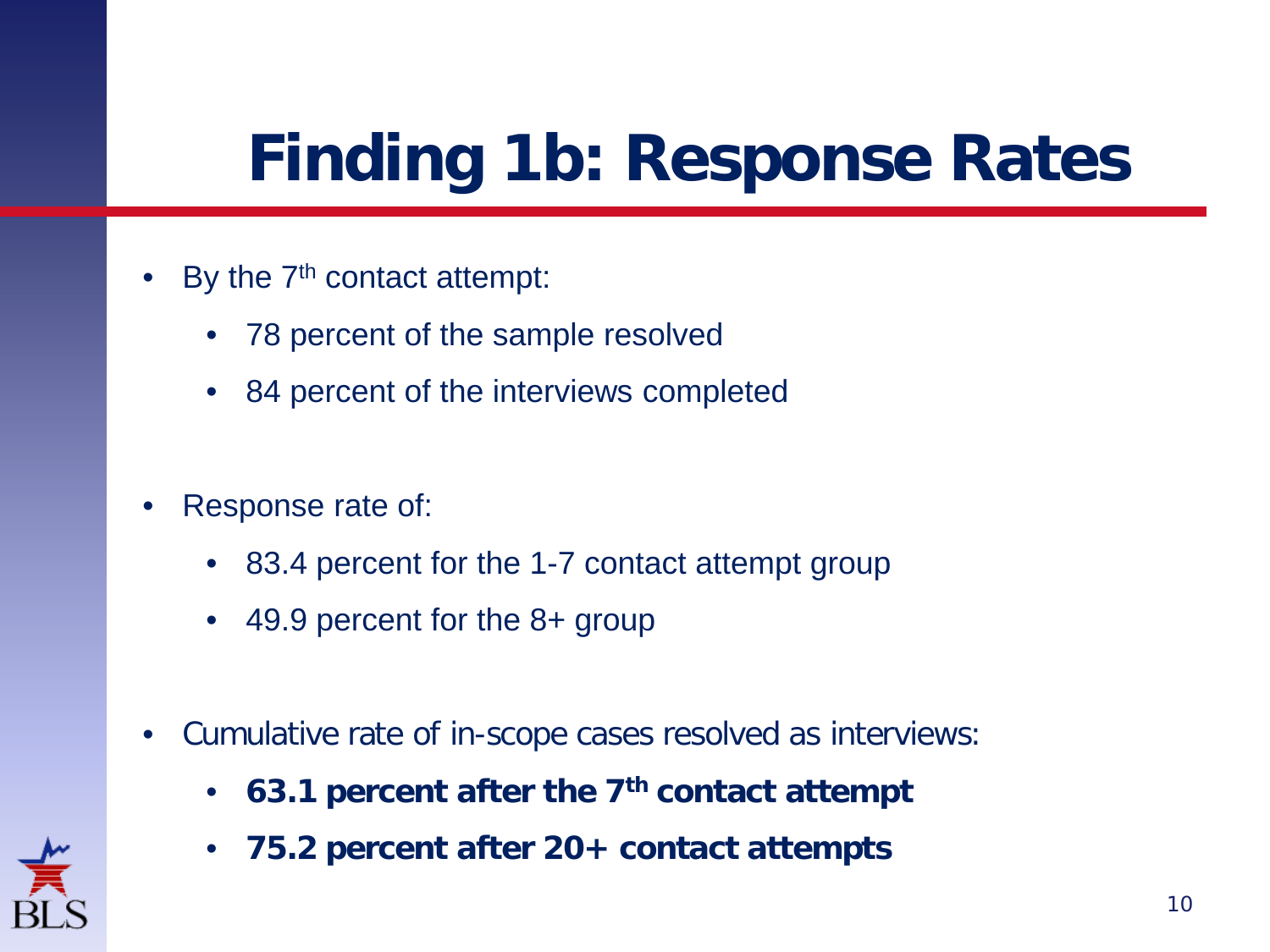# Finding 1b: Response Rates

- By the 7th contact attempt:
  - 78 percent of the sample resolved
  - 84 percent of the interviews completed

- Response rate of:
  - 83.4 percent for the 1-7 contact attempt group
  - 49.9 percent for the 8+ group

- Cumulative rate of in-scope cases resolved as interviews:
  - **63.1 percent after the 7th contact attempt**
  - **75.2 percent after 20+ contact attempts**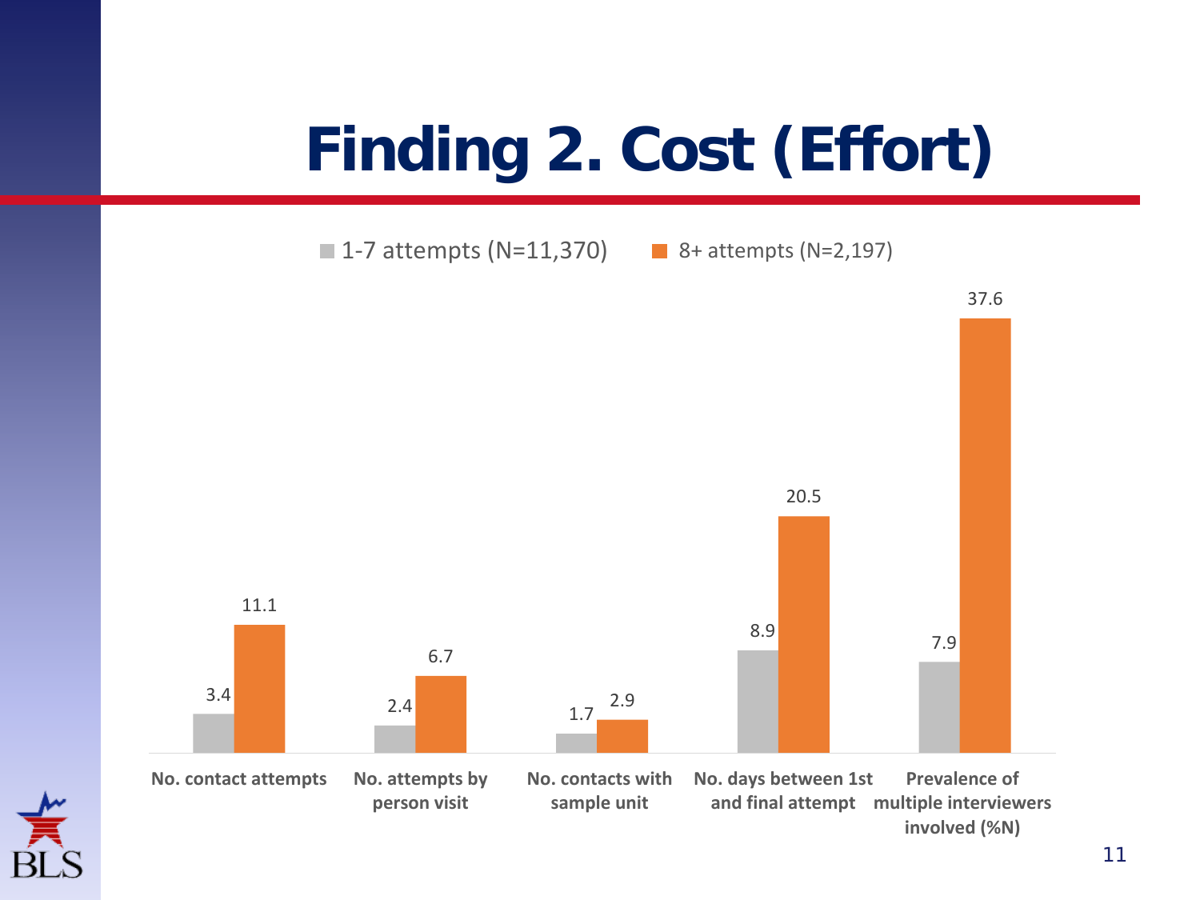# Finding 2. Cost (Effort)

| | 1-7 attempts (N=11,370) | 8+ attempts (N=2,197) |
|---|---|---|
| No. contact attempts | 3.4 | 11.1 |
| No. attempts by person visit | 2.4 | 6.7 |
| No. contacts with sample unit | 1.7 | 2.9 |
| No. days between 1st and final attempt | 8.9 | 20.5 |
| Prevalence of multiple interviewers involved (%N) | 7.9 | 37.6 |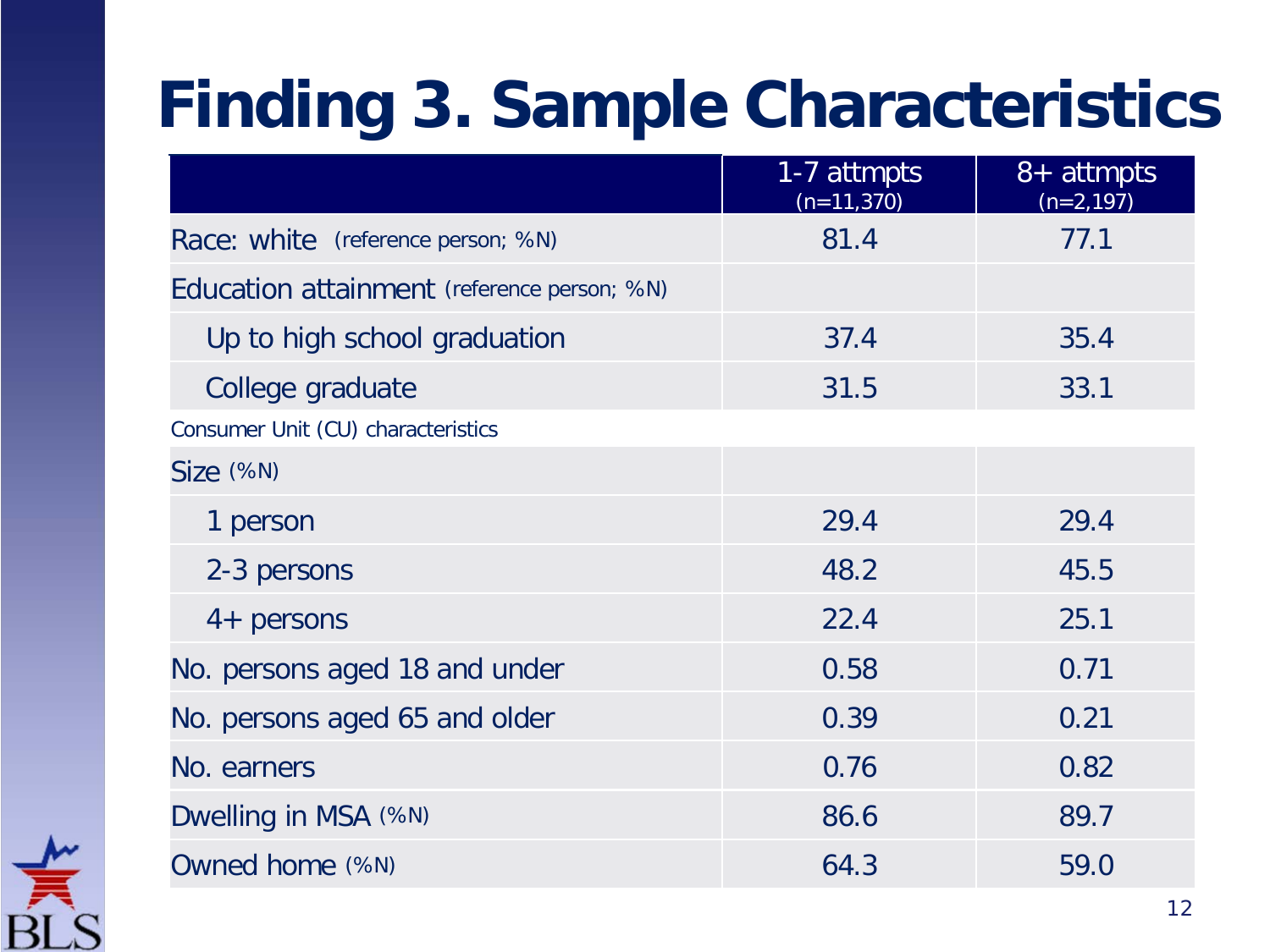# Finding 3. Sample Characteristics

| | 1-7 attmpts (n=11,370) | 8+ attmpts (n=2,197) |
|---|---|---|
| Race: white (reference person; %N) | 81.4 | 77.1 |
| Education attainment (reference person; %N) | | |
| Up to high school graduation | 37.4 | 35.4 |
| College graduate | 31.5 | 33.1 |
| Consumer Unit (CU) characteristics | | |
| Size (%N) | | |
| 1 person | 29.4 | 29.4 |
| 2-3 persons | 48.2 | 45.5 |
| 4+ persons | 22.4 | 25.1 |
| No. persons aged 18 and under | 0.58 | 0.71 |
| No. persons aged 65 and older | 0.39 | 0.21 |
| No. earners | 0.76 | 0.82 |
| Dwelling in MSA (%N) | 86.6 | 89.7 |
| Owned home (%N) | 64.3 | 59.0 |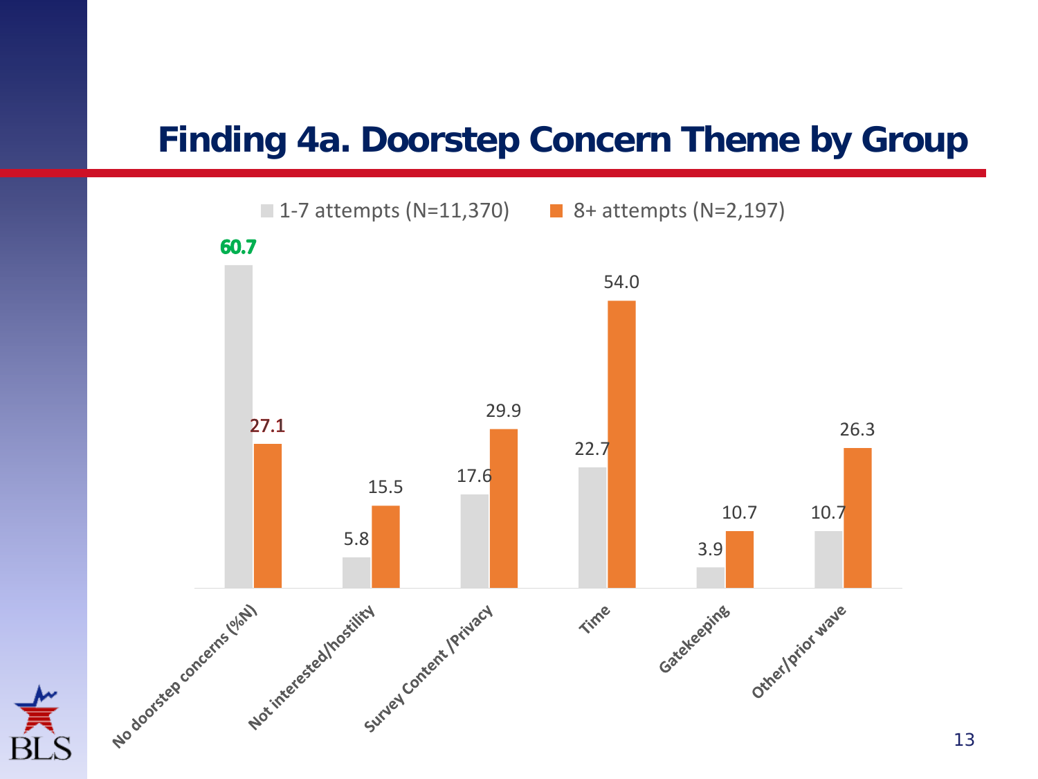# Finding 4a. Doorstep Concern Theme by Group

| Doorstep Concern Theme | 1-7 attempts (N=11,370) | 8+ attempts (N=2,197) |
|---|---|---|
| No doorstep concerns (%N) | 60.7 | 27.1 |
| Not interested/hostility | 5.8 | 15.5 |
| Survey Content /Privacy | 17.6 | 29.9 |
| Time | 22.7 | 54.0 |
| Gatekeeping | 3.9 | 10.7 |
| Other/prior wave | 10.7 | 26.3 |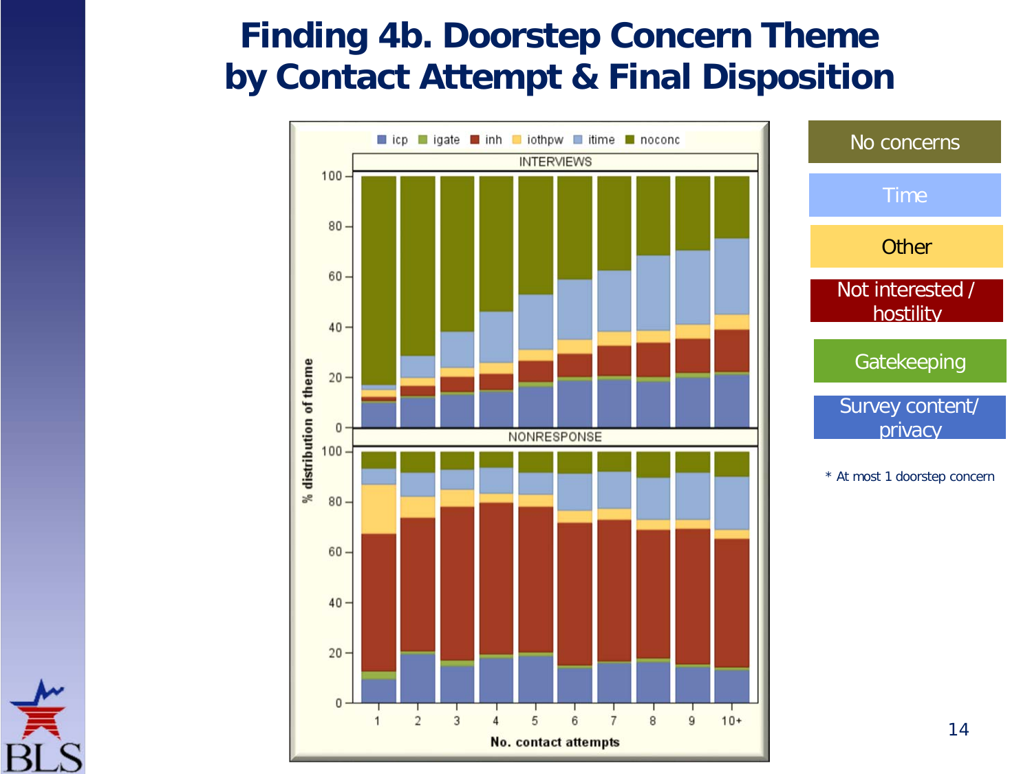# Finding 4b. Doorstep Concern Theme by Contact Attempt & Final Disposition

- No concerns
- Time
- Other
- Not interested / hostility
- Gatekeeping
- Survey content/ privacy

\* At most 1 doorstep concern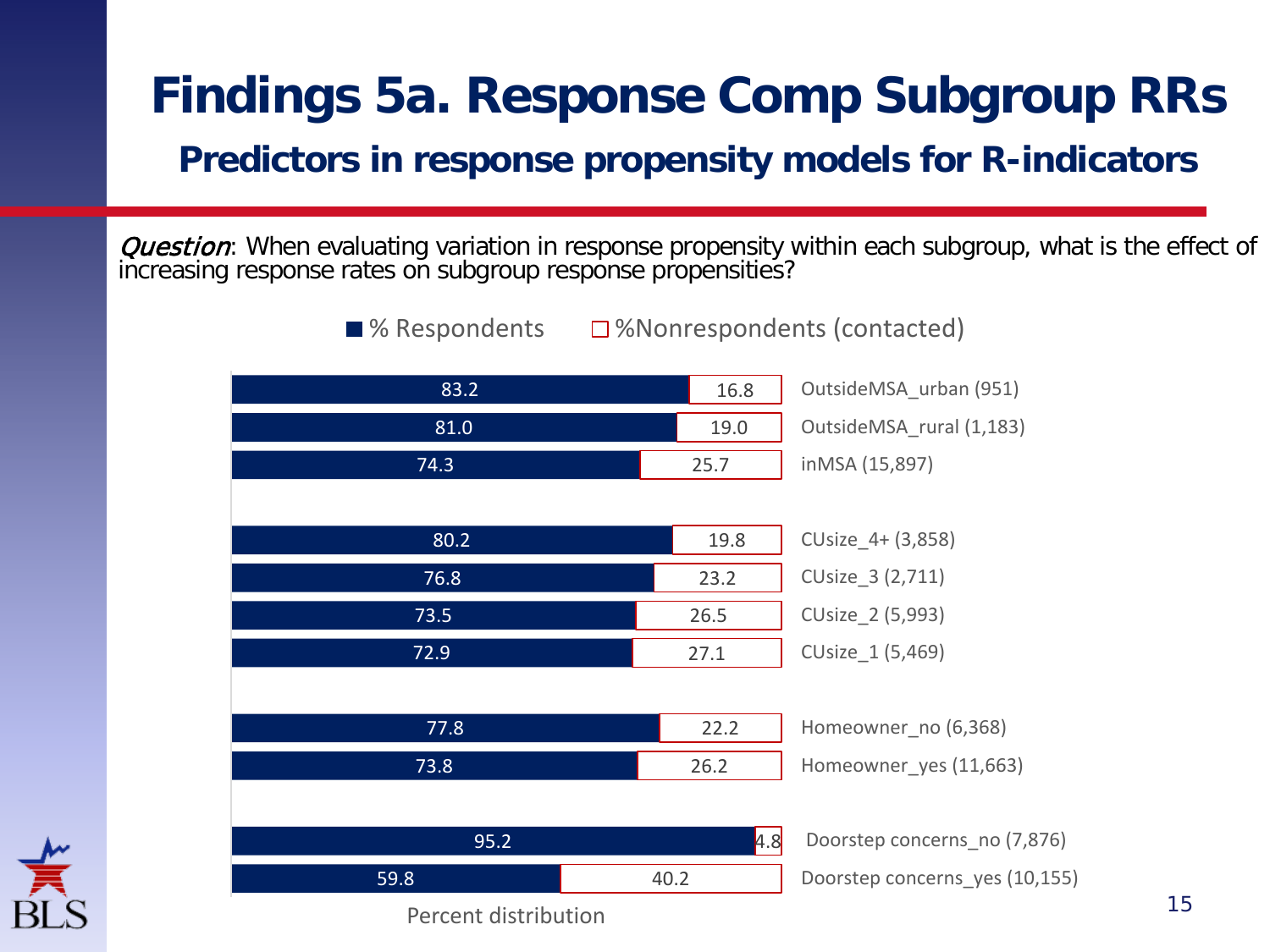# Findings 5a. Response Comp Subgroup RRs

## Predictors in response propensity models for R-indicators

*Question*: When evaluating variation in response propensity within each subgroup, what is the effect of increasing response rates on subgroup response propensities?

| Subgroup | % Respondents | %Nonrespondents (contacted) |
|---|---|---|
| OutsideMSA_urban (951) | 83.2 | 16.8 |
| OutsideMSA_rural (1,183) | 81.0 | 19.0 |
| inMSA (15,897) | 74.3 | 25.7 |
| CUsize_4+ (3,858) | 80.2 | 19.8 |
| CUsize_3 (2,711) | 76.8 | 23.2 |
| CUsize_2 (5,993) | 73.5 | 26.5 |
| CUsize_1 (5,469) | 72.9 | 27.1 |
| Homeowner_no (6,368) | 77.8 | 22.2 |
| Homeowner_yes (11,663) | 73.8 | 26.2 |
| Doorstep concerns_no (7,876) | 95.2 | 4.8 |
| Doorstep concerns_yes (10,155) | 59.8 | 40.2 |

Percent distribution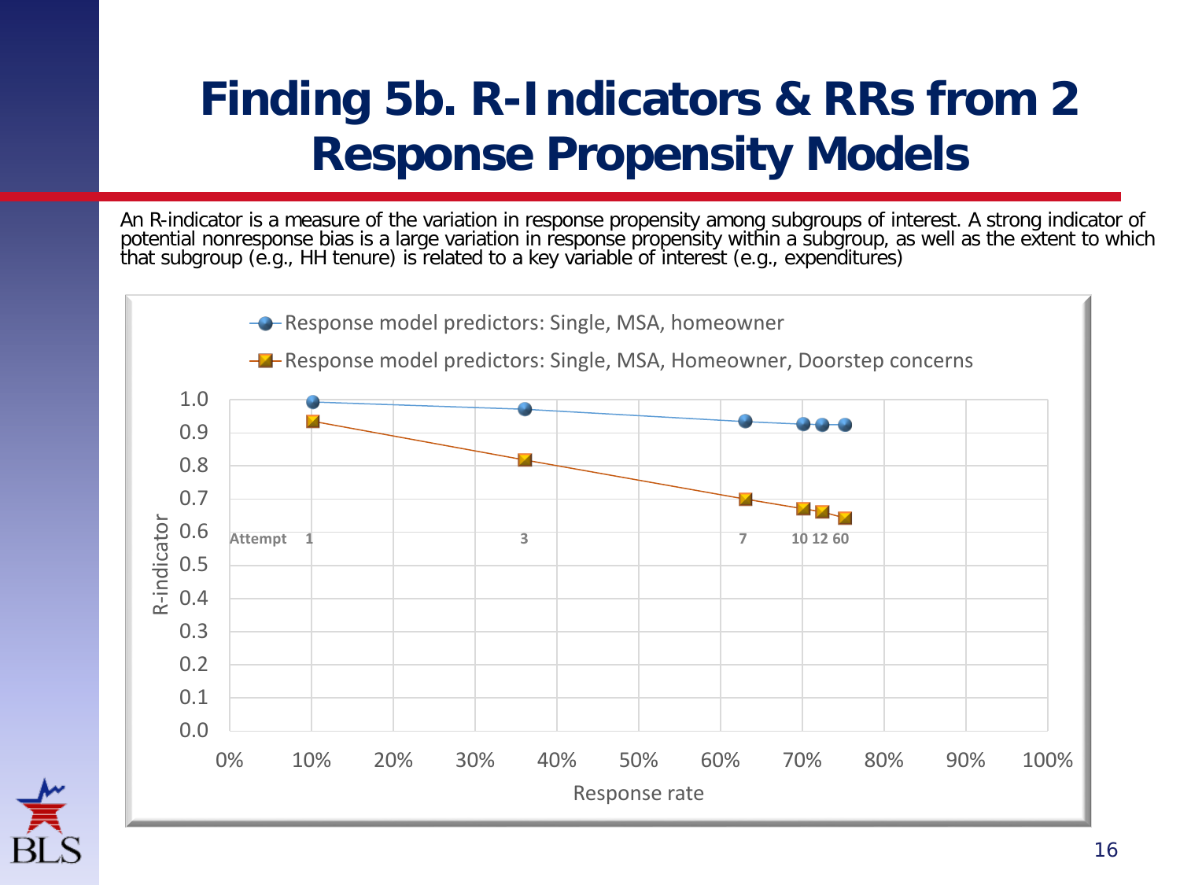# Finding 5b. R-Indicators & RRs from 2 Response Propensity Models

An R-indicator is a measure of the variation in response propensity among subgroups of interest. A strong indicator of potential nonresponse bias is a large variation in response propensity within a subgroup, as well as the extent to which that subgroup (e.g., HH tenure) is related to a key variable of interest (e.g., expenditures)

- Response model predictors: Single, MSA, homeowner
- Response model predictors: Single, MSA, Homeowner, Doorstep concerns

Attempt 1, 3, 7, 10, 12, 60

R-indicator

Response rate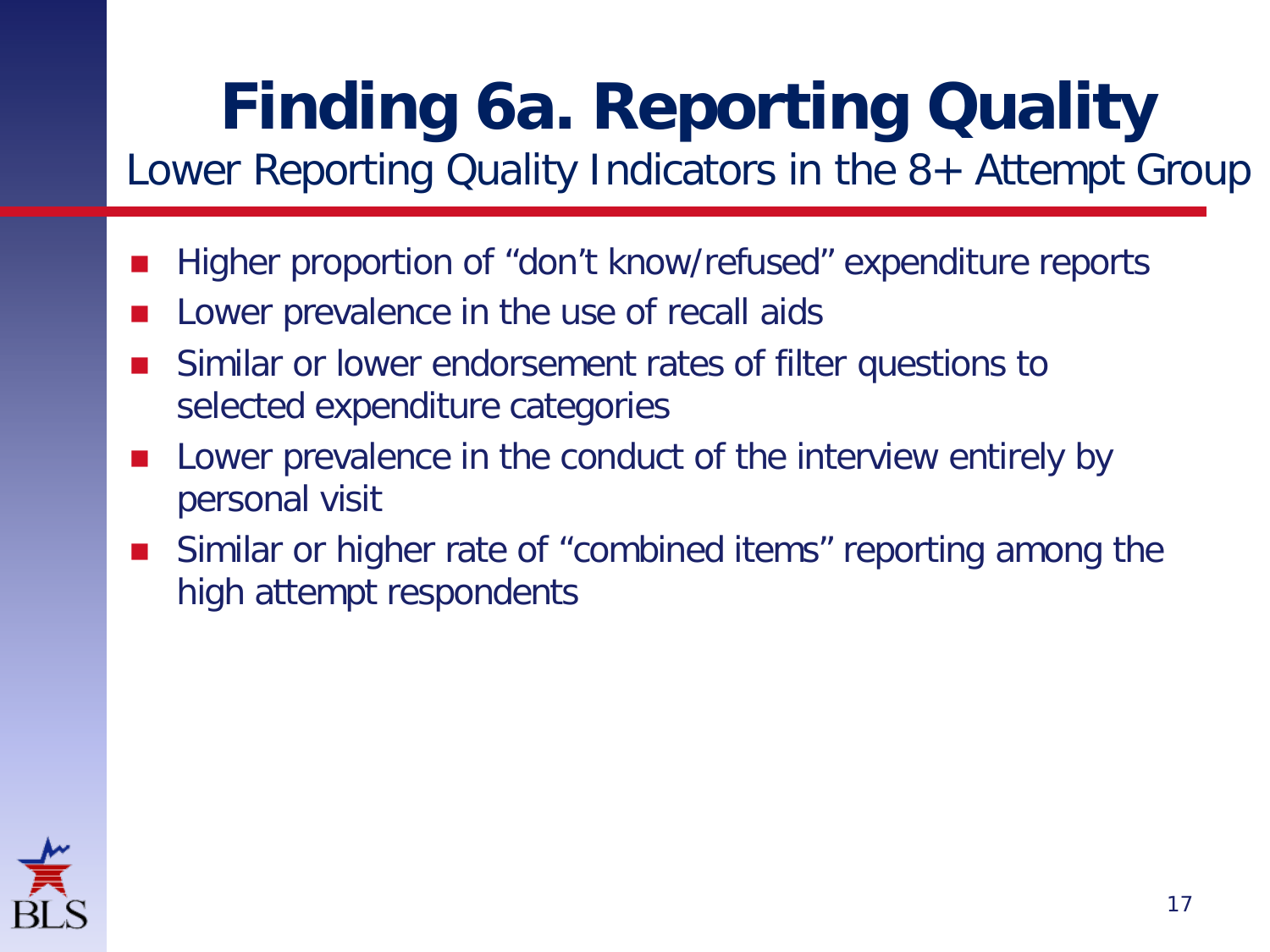# Finding 6a. Reporting Quality

## Lower Reporting Quality Indicators in the 8+ Attempt Group

- Higher proportion of "don't know/refused" expenditure reports
- Lower prevalence in the use of recall aids
- Similar or lower endorsement rates of filter questions to selected expenditure categories
- Lower prevalence in the conduct of the interview entirely by personal visit
- Similar or higher rate of "combined items" reporting among the high attempt respondents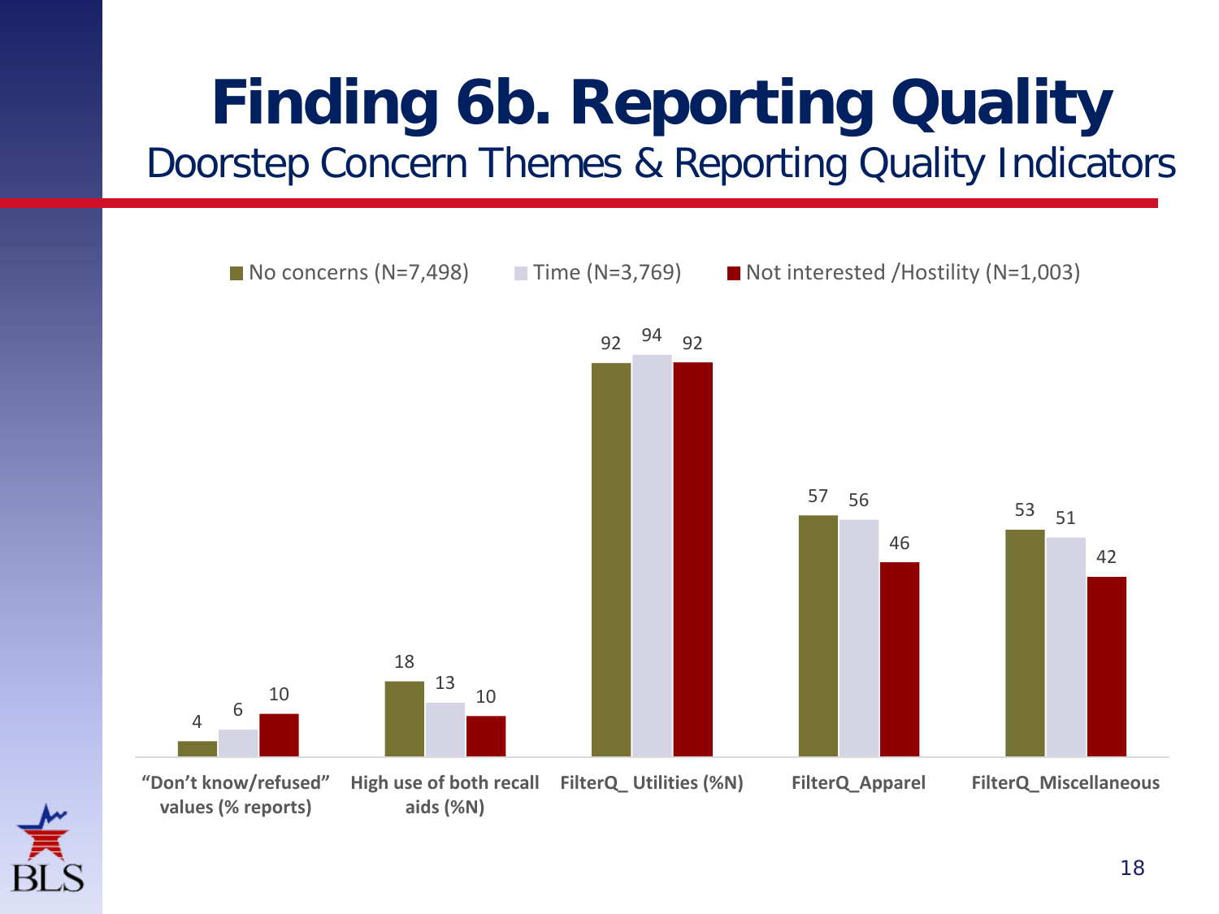# Finding 6b. Reporting Quality

## Doorstep Concern Themes & Reporting Quality Indicators

| | No concerns (N=7,498) | Time (N=3,769) | Not interested /Hostility (N=1,003) |
|---|---|---|---|
| "Don't know/refused" values (% reports) | 4 | 6 | 10 |
| High use of both recall aids (%N) | 18 | 13 | 10 |
| FilterQ_ Utilities (%N) | 92 | 94 | 92 |
| FilterQ_Apparel | 57 | 56 | 46 |
| FilterQ_Miscellaneous | 53 | 51 | 42 |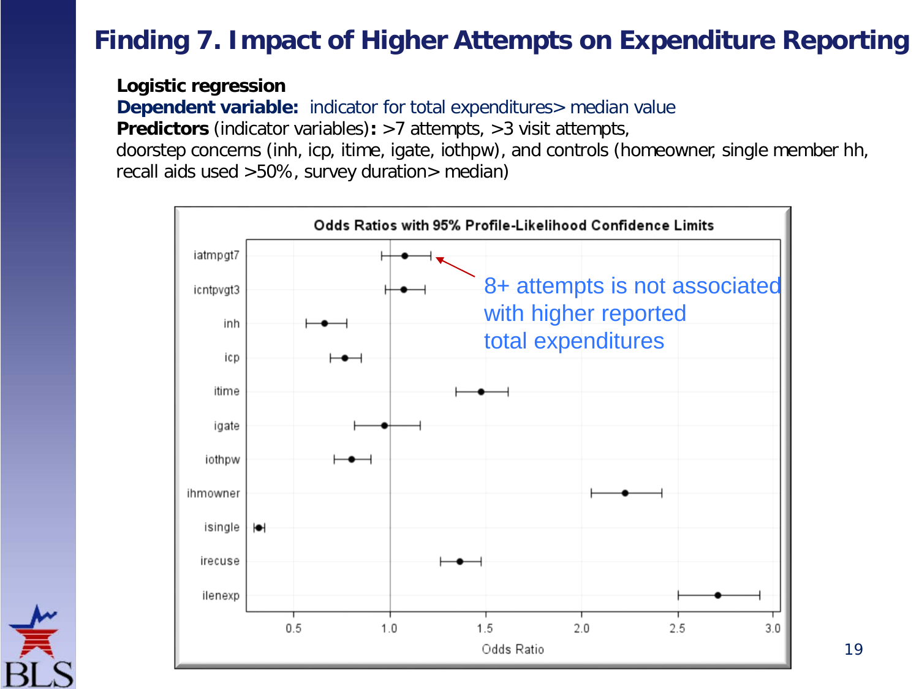# Finding 7. Impact of Higher Attempts on Expenditure Reporting

**Logistic regression**

**Dependent variable:** indicator for total expenditures> median value

**Predictors** (indicator variables)**:** >7 attempts, >3 visit attempts, doorstep concerns (inh, icp, itime, igate, iothpw), and controls (homeowner, single member hh, recall aids used >50%, survey duration> median)

**Odds Ratios with 95% Profile-Likelihood Confidence Limits**

| Variable | Odds Ratio (approx.) | 95% CI (approx.) |
|---|---|---|
| iatmpgt7 | 1.08 | 0.95 – 1.22 |
| icntpvgt3 | 1.07 | 0.97 – 1.18 |
| inh | 0.66 | 0.56 – 0.77 |
| icp | 0.76 | 0.69 – 0.85 |
| itime | 1.47 | 1.34 – 1.61 |
| igate | 0.97 | 0.81 – 1.16 |
| iothpw | 0.80 | 0.71 – 0.90 |
| ihmowner | 2.22 | 2.05 – 2.42 |
| isingle | 0.32 | 0.29 – 0.35 |
| irecuse | 1.36 | 1.26 – 1.47 |
| ilenexp | 2.71 | 2.50 – 2.93 |

8+ attempts is not associated with higher reported total expenditures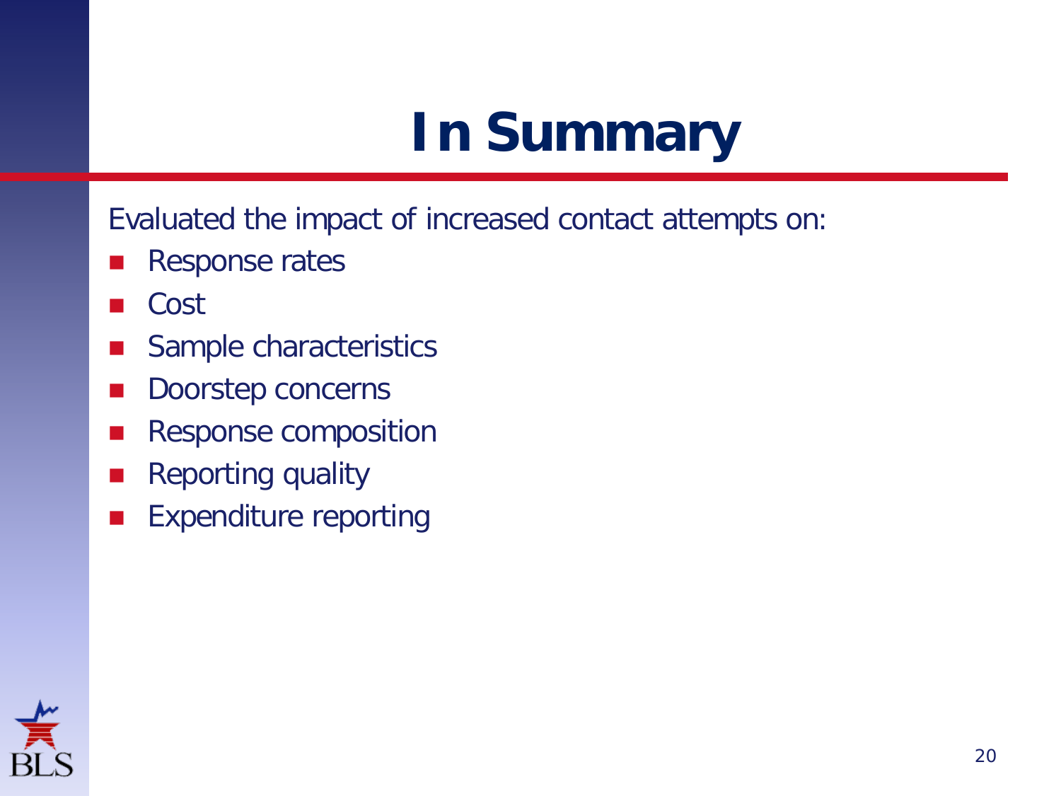# In Summary

Evaluated the impact of increased contact attempts on:

- Response rates
- Cost
- Sample characteristics
- Doorstep concerns
- Response composition
- Reporting quality
- Expenditure reporting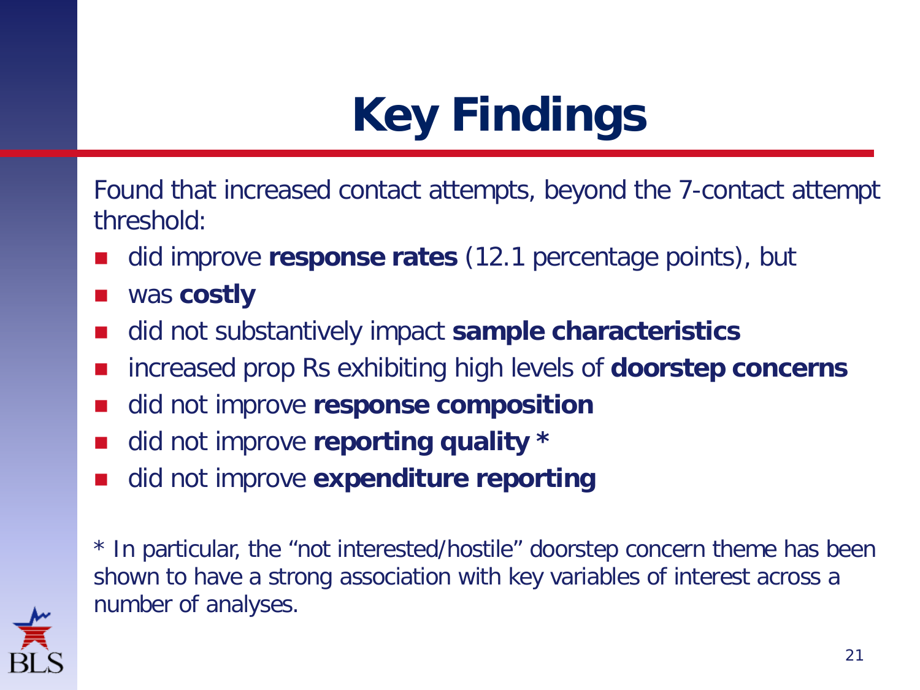# Key Findings

Found that increased contact attempts, beyond the 7-contact attempt threshold:

- did improve **response rates** (12.1 percentage points), but
- was **costly**
- did not substantively impact **sample characteristics**
- increased prop Rs exhibiting high levels of **doorstep concerns**
- did not improve **response composition**
- did not improve **reporting quality \***
- did not improve **expenditure reporting**

\* In particular, the “not interested/hostile” doorstep concern theme has been shown to have a strong association with key variables of interest across a number of analyses.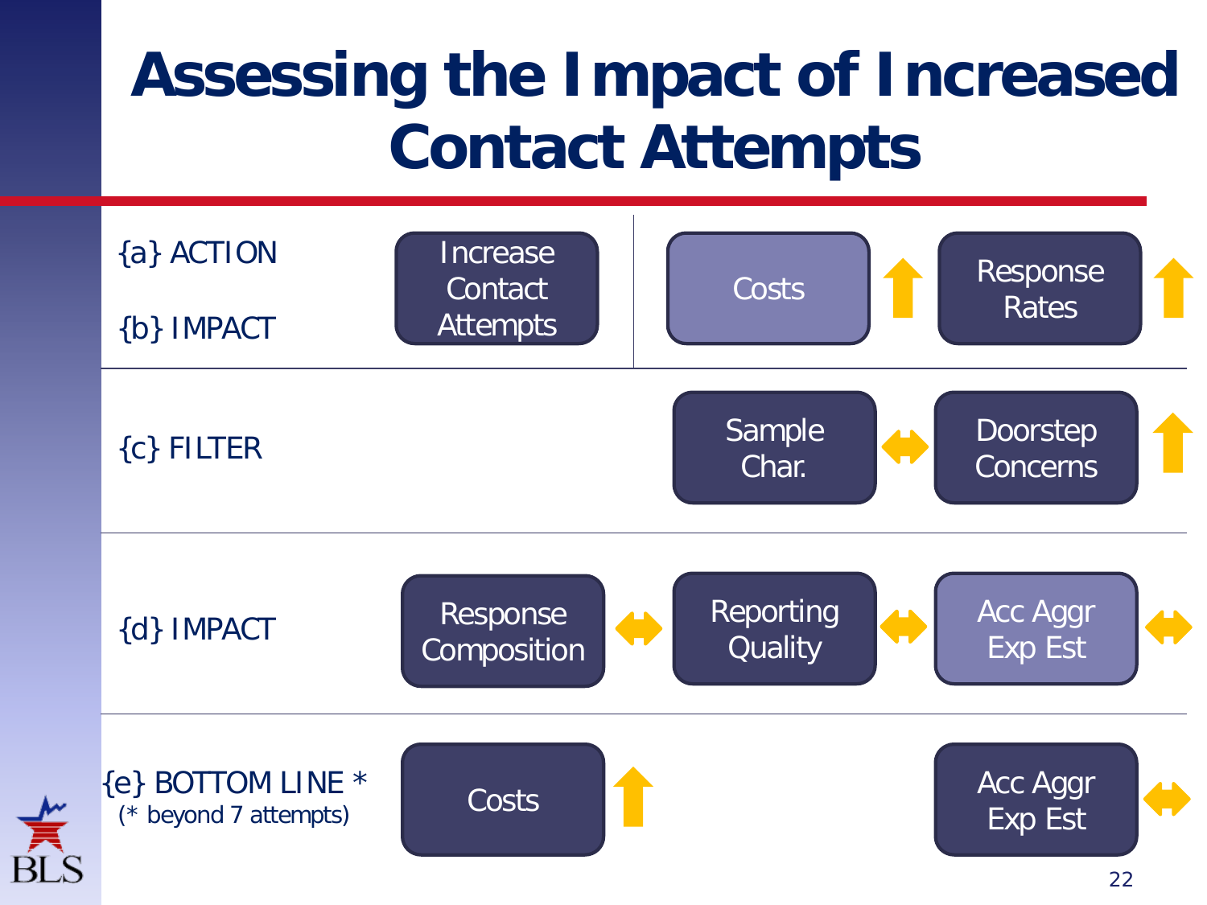# Assessing the Impact of Increased Contact Attempts

| | | | |
|---|---|---|---|
| {a} ACTION / {b} IMPACT | Increase Contact Attempts | Costs ↑ | Response Rates ↑ |
| {c} FILTER | | Sample Char. ↔ | Doorstep Concerns ↑ |
| {d} IMPACT | Response Composition ↔ | Reporting Quality ↔ | Acc Aggr Exp Est ↔ |
| {e} BOTTOM LINE * (* beyond 7 attempts) | Costs ↑ | | Acc Aggr Exp Est ↔ |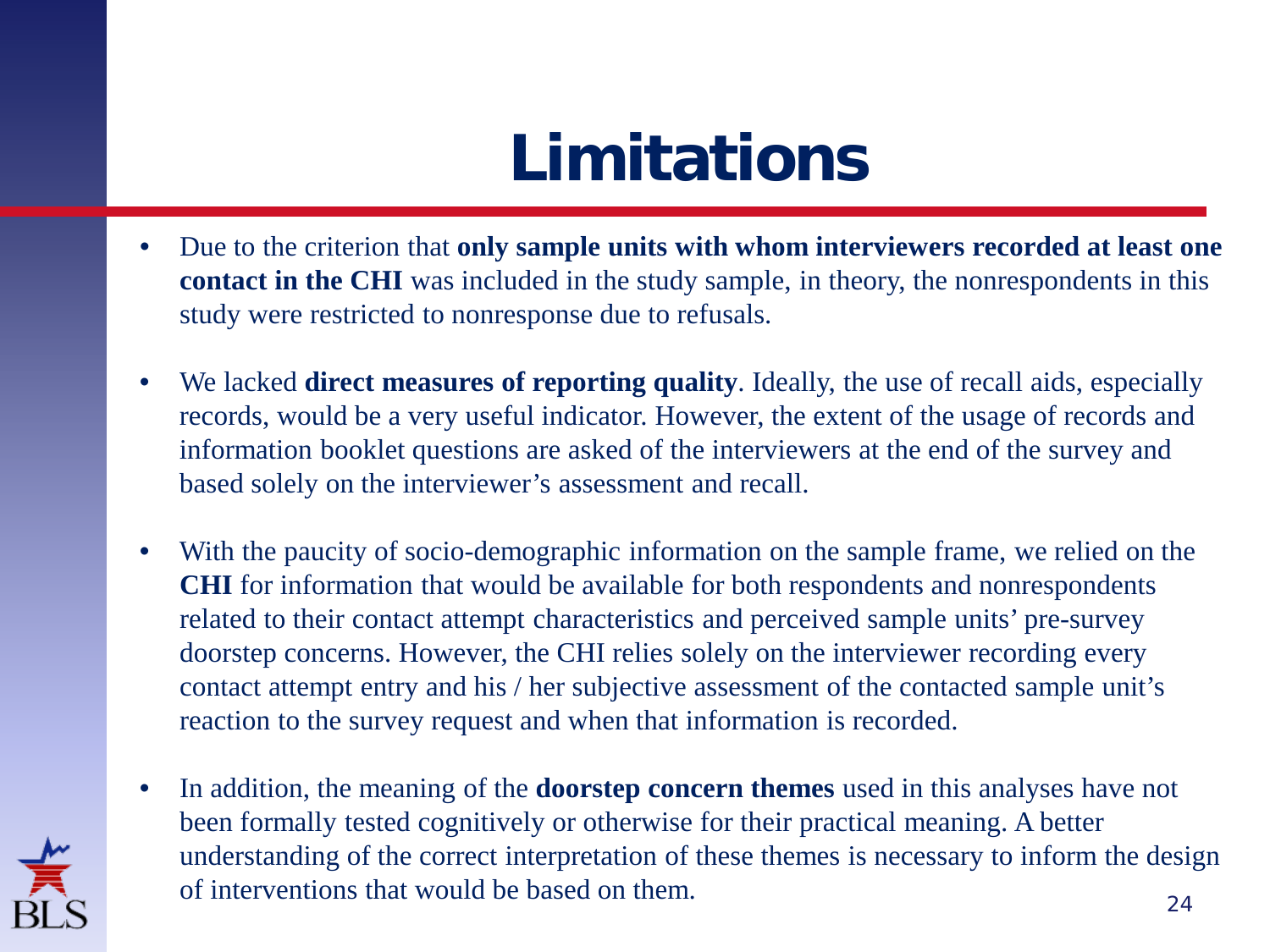# Limitations

- Due to the criterion that **only sample units with whom interviewers recorded at least one contact in the CHI** was included in the study sample, in theory, the nonrespondents in this study were restricted to nonresponse due to refusals.
- We lacked **direct measures of reporting quality**. Ideally, the use of recall aids, especially records, would be a very useful indicator. However, the extent of the usage of records and information booklet questions are asked of the interviewers at the end of the survey and based solely on the interviewer's assessment and recall.
- With the paucity of socio-demographic information on the sample frame, we relied on the **CHI** for information that would be available for both respondents and nonrespondents related to their contact attempt characteristics and perceived sample units' pre-survey doorstep concerns. However, the CHI relies solely on the interviewer recording every contact attempt entry and his / her subjective assessment of the contacted sample unit's reaction to the survey request and when that information is recorded.
- In addition, the meaning of the **doorstep concern themes** used in this analyses have not been formally tested cognitively or otherwise for their practical meaning. A better understanding of the correct interpretation of these themes is necessary to inform the design of interventions that would be based on them.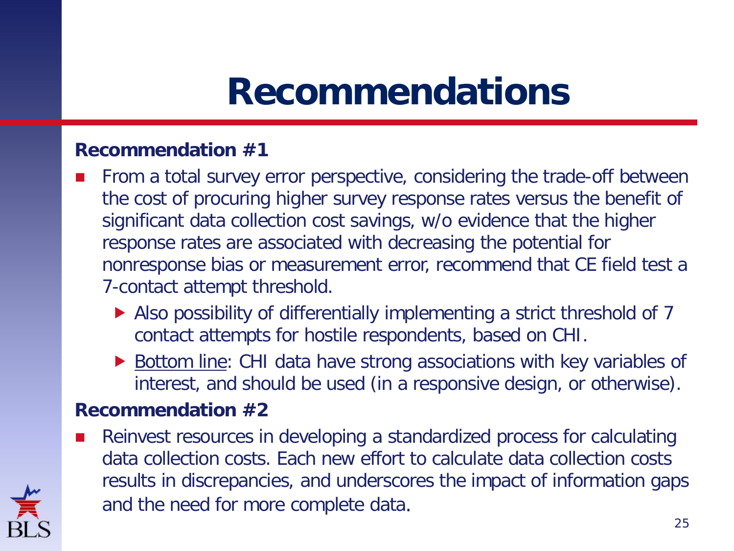# Recommendations

**Recommendation #1**

- From a total survey error perspective, considering the trade-off between the cost of procuring higher survey response rates versus the benefit of significant data collection cost savings, w/o evidence that the higher response rates are associated with decreasing the potential for nonresponse bias or measurement error, recommend that CE field test a 7-contact attempt threshold.
  - Also possibility of differentially implementing a strict threshold of 7 contact attempts for hostile respondents, based on CHI.
  - Bottom line: CHI data have strong associations with key variables of interest, and should be used (in a responsive design, or otherwise).

**Recommendation #2**

- Reinvest resources in developing a standardized process for calculating data collection costs. Each new effort to calculate data collection costs results in discrepancies, and underscores the impact of information gaps and the need for more complete data.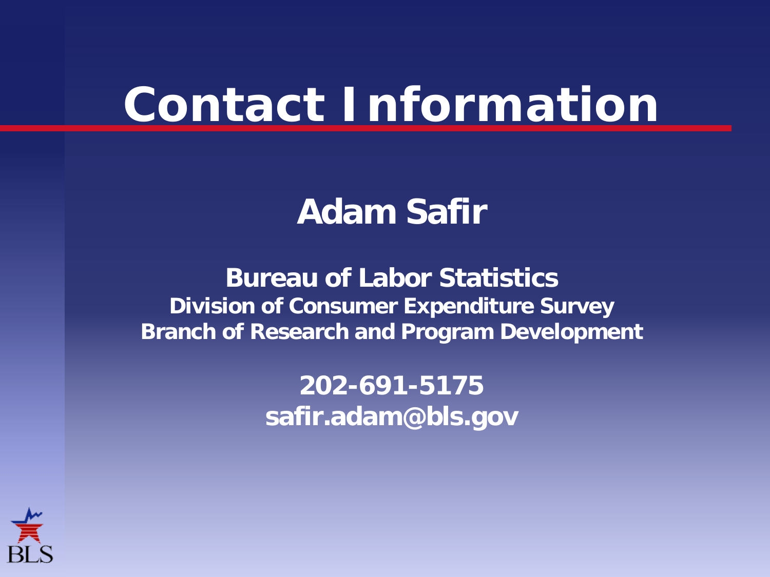# Contact Information

## Adam Safir

**Bureau of Labor Statistics**
**Division of Consumer Expenditure Survey**
**Branch of Research and Program Development**

**202-691-5175**
**safir.adam@bls.gov**